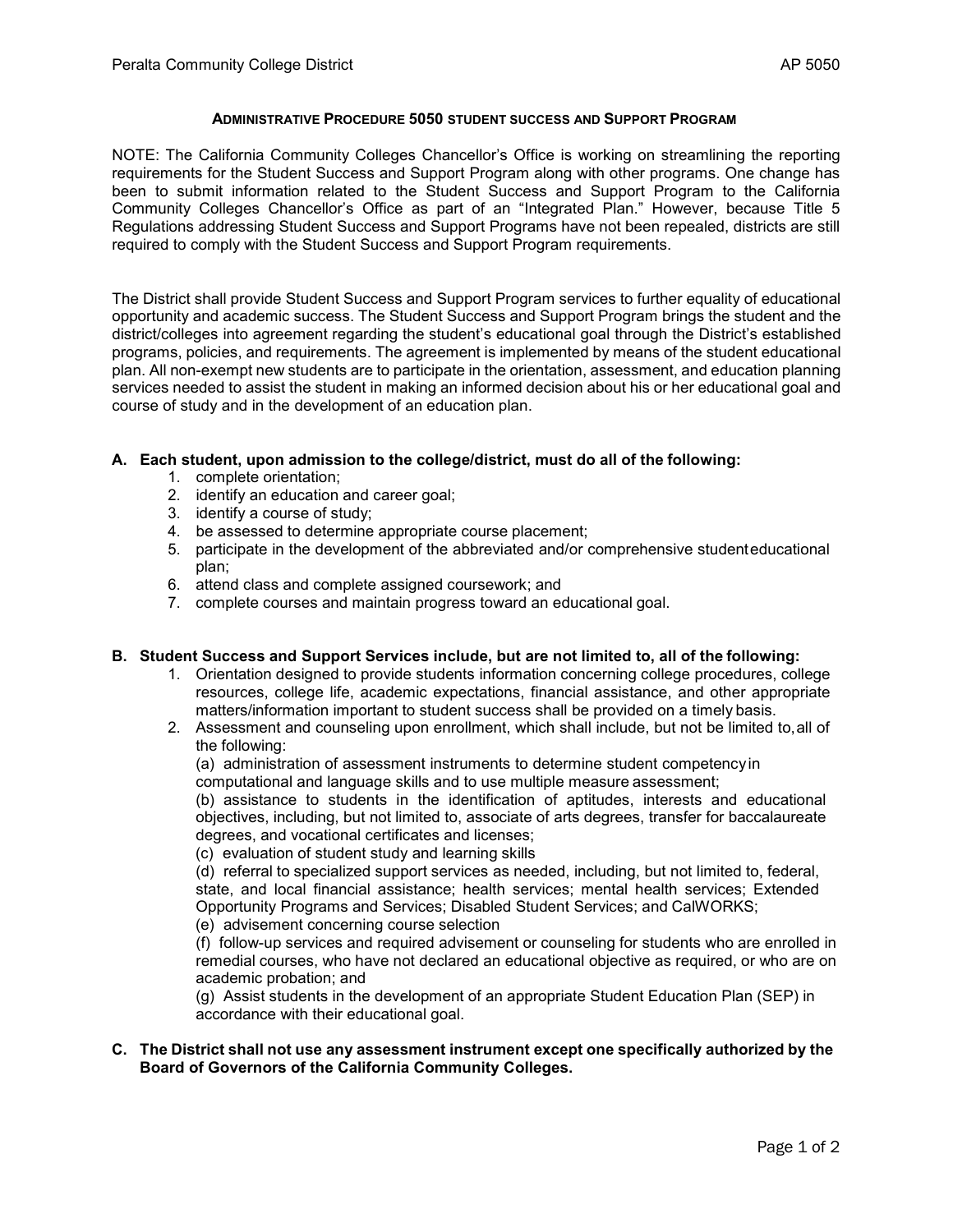## ADMINISTRATIVE PROCEDURE 5050 STUDENT SUCCESS AND SUPPORT PROGRAM

NOTE: The California Community Colleges Chancellor's Office is working on streamlining the reporting requirements for the Student Success and Support Program along with other programs. One change has been to submit information related to the Student Success and Support Program to the California Community Colleges Chancellor's Office as part of an "Integrated Plan." However, because Title 5 Regulations addressing Student Success and Support Programs have not been repealed, districts are still required to comply with the Student Success and Support Program requirements.

The District shall provide Student Success and Support Program services to further equality of educational opportunity and academic success. The Student Success and Support Program brings the student and the district/colleges into agreement regarding the student's educational goal through the District's established programs, policies, and requirements. The agreement is implemented by means of the student educational plan. All non-exempt new students are to participate in the orientation, assessment, and education planning services needed to assist the student in making an informed decision about his or her educational goal and course of study and in the development of an education plan.

**A. Each student, upon admission to the college/district, must do all of the following:**

1. complete orientation;
2. identify an education and career goal;
3. identify a course of study;
4. be assessed to determine appropriate course placement;
5. participate in the development of the abbreviated and/or comprehensive student educational plan;
6. attend class and complete assigned coursework; and
7. complete courses and maintain progress toward an educational goal.

**B. Student Success and Support Services include, but are not limited to, all of the following:**

1. Orientation designed to provide students information concerning college procedures, college resources, college life, academic expectations, financial assistance, and other appropriate matters/information important to student success shall be provided on a timely basis.
2. Assessment and counseling upon enrollment, which shall include, but not be limited to, all of the following:

   (a) administration of assessment instruments to determine student competency in computational and language skills and to use multiple measure assessment;

   (b) assistance to students in the identification of aptitudes, interests and educational objectives, including, but not limited to, associate of arts degrees, transfer for baccalaureate degrees, and vocational certificates and licenses;

   (c) evaluation of student study and learning skills

   (d) referral to specialized support services as needed, including, but not limited to, federal, state, and local financial assistance; health services; mental health services; Extended Opportunity Programs and Services; Disabled Student Services; and CalWORKS;

   (e) advisement concerning course selection

   (f) follow-up services and required advisement or counseling for students who are enrolled in remedial courses, who have not declared an educational objective as required, or who are on academic probation; and

   (g) Assist students in the development of an appropriate Student Education Plan (SEP) in accordance with their educational goal.

**C. The District shall not use any assessment instrument except one specifically authorized by the Board of Governors of the California Community Colleges.**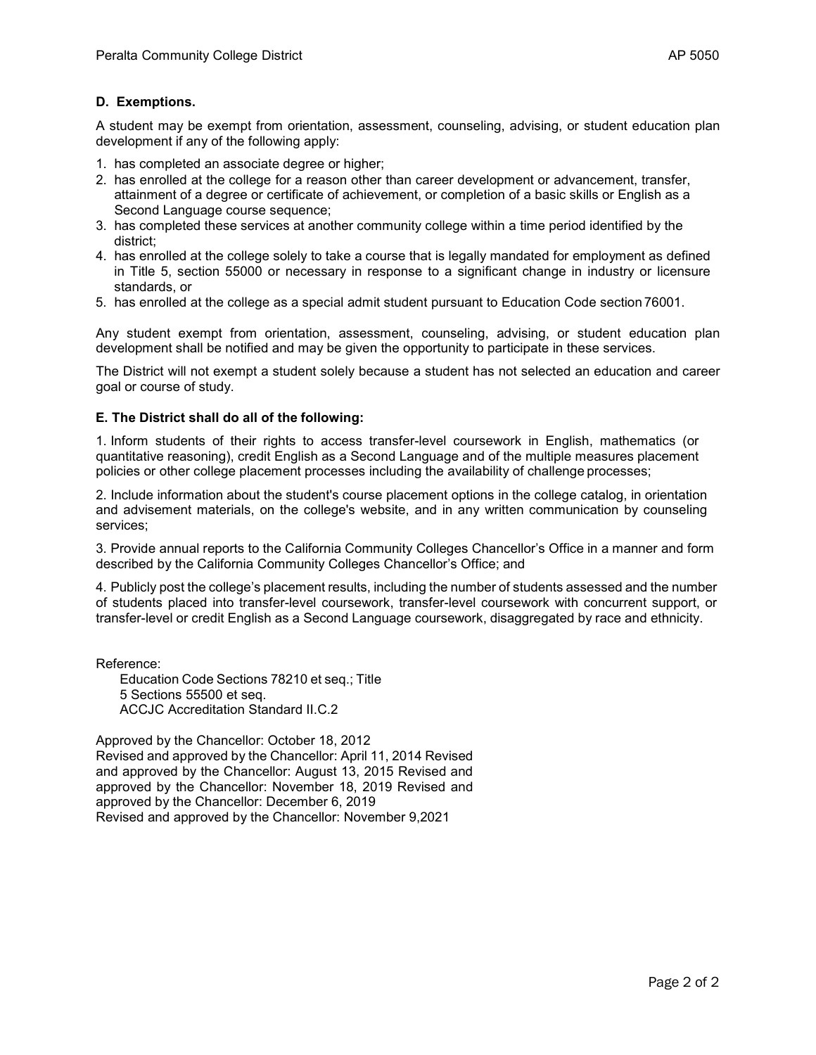### D. Exemptions.

A student may be exempt from orientation, assessment, counseling, advising, or student education plan development if any of the following apply:

1. has completed an associate degree or higher;
2. has enrolled at the college for a reason other than career development or advancement, transfer, attainment of a degree or certificate of achievement, or completion of a basic skills or English as a Second Language course sequence;
3. has completed these services at another community college within a time period identified by the district;
4. has enrolled at the college solely to take a course that is legally mandated for employment as defined in Title 5, section 55000 or necessary in response to a significant change in industry or licensure standards, or
5. has enrolled at the college as a special admit student pursuant to Education Code section 76001.

Any student exempt from orientation, assessment, counseling, advising, or student education plan development shall be notified and may be given the opportunity to participate in these services.

The District will not exempt a student solely because a student has not selected an education and career goal or course of study.

### E. The District shall do all of the following:

1. Inform students of their rights to access transfer-level coursework in English, mathematics (or quantitative reasoning), credit English as a Second Language and of the multiple measures placement policies or other college placement processes including the availability of challenge processes;

2. Include information about the student's course placement options in the college catalog, in orientation and advisement materials, on the college's website, and in any written communication by counseling services;

3. Provide annual reports to the California Community Colleges Chancellor's Office in a manner and form described by the California Community Colleges Chancellor's Office; and

4. Publicly post the college's placement results, including the number of students assessed and the number of students placed into transfer-level coursework, transfer-level coursework with concurrent support, or transfer-level or credit English as a Second Language coursework, disaggregated by race and ethnicity.

Reference:
Education Code Sections 78210 et seq.; Title 5 Sections 55500 et seq.
ACCJC Accreditation Standard II.C.2

Approved by the Chancellor: October 18, 2012
Revised and approved by the Chancellor: April 11, 2014
Revised and approved by the Chancellor: August 13, 2015
Revised and approved by the Chancellor: November 18, 2019
Revised and approved by the Chancellor: December 6, 2019
Revised and approved by the Chancellor: November 9,2021